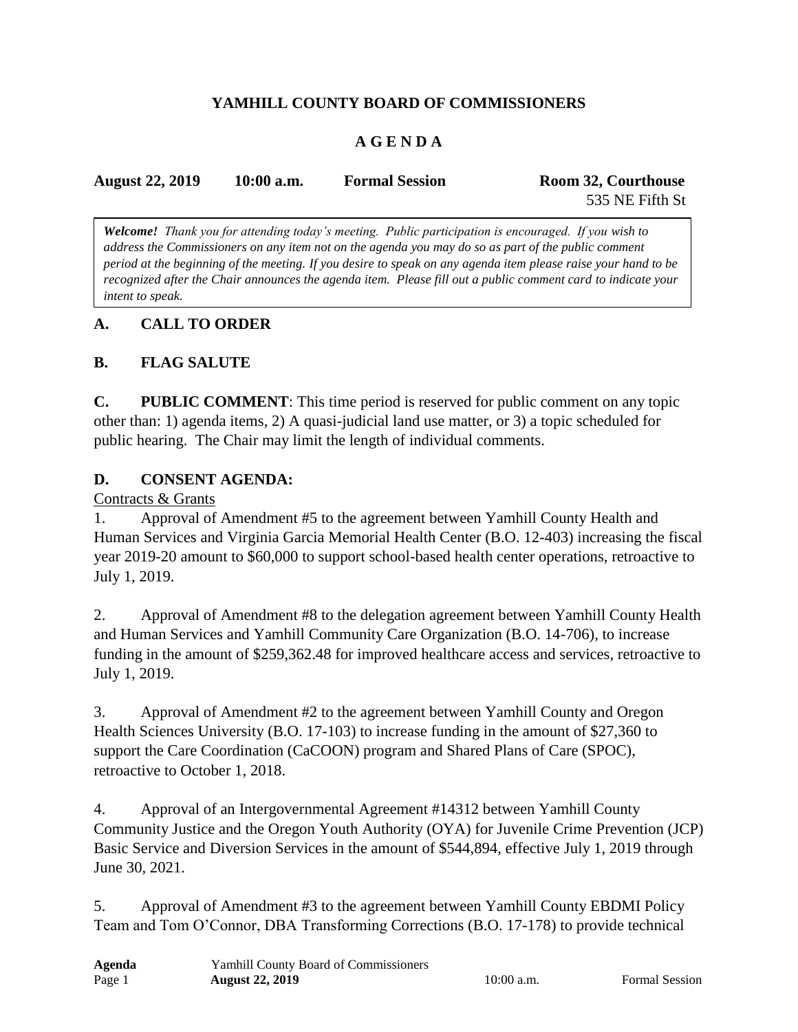# YAMHILL COUNTY BOARD OF COMMISSIONERS

## A G E N D A

**August 22, 2019** **10:00 a.m.** **Formal Session** **Room 32, Courthouse**
535 NE Fifth St

> ***Welcome!*** *Thank you for attending today's meeting. Public participation is encouraged. If you wish to address the Commissioners on any item not on the agenda you may do so as part of the public comment period at the beginning of the meeting. If you desire to speak on any agenda item please raise your hand to be recognized after the Chair announces the agenda item. Please fill out a public comment card to indicate your intent to speak.*

## A. CALL TO ORDER

## B. FLAG SALUTE

**C. PUBLIC COMMENT**: This time period is reserved for public comment on any topic other than: 1) agenda items, 2) A quasi-judicial land use matter, or 3) a topic scheduled for public hearing. The Chair may limit the length of individual comments.

## D. CONSENT AGENDA:

Contracts & Grants

1. Approval of Amendment #5 to the agreement between Yamhill County Health and Human Services and Virginia Garcia Memorial Health Center (B.O. 12-403) increasing the fiscal year 2019-20 amount to $60,000 to support school-based health center operations, retroactive to July 1, 2019.

2. Approval of Amendment #8 to the delegation agreement between Yamhill County Health and Human Services and Yamhill Community Care Organization (B.O. 14-706), to increase funding in the amount of $259,362.48 for improved healthcare access and services, retroactive to July 1, 2019.

3. Approval of Amendment #2 to the agreement between Yamhill County and Oregon Health Sciences University (B.O. 17-103) to increase funding in the amount of $27,360 to support the Care Coordination (CaCOON) program and Shared Plans of Care (SPOC), retroactive to October 1, 2018.

4. Approval of an Intergovernmental Agreement #14312 between Yamhill County Community Justice and the Oregon Youth Authority (OYA) for Juvenile Crime Prevention (JCP) Basic Service and Diversion Services in the amount of $544,894, effective July 1, 2019 through June 30, 2021.

5. Approval of Amendment #3 to the agreement between Yamhill County EBDMI Policy Team and Tom O'Connor, DBA Transforming Corrections (B.O. 17-178) to provide technical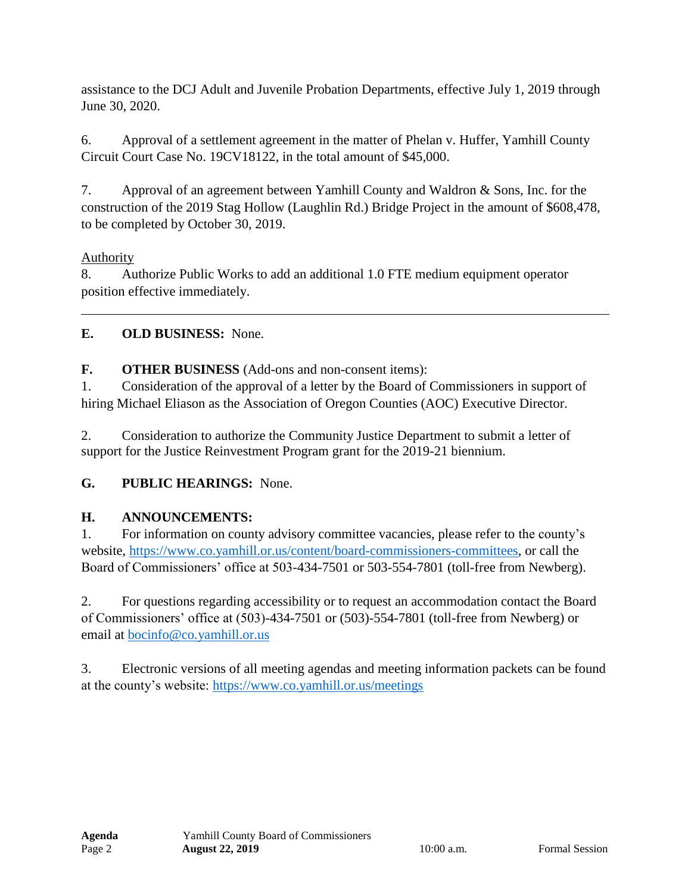assistance to the DCJ Adult and Juvenile Probation Departments, effective July 1, 2019 through June 30, 2020.

6. Approval of a settlement agreement in the matter of Phelan v. Huffer, Yamhill County Circuit Court Case No. 19CV18122, in the total amount of $45,000.

7. Approval of an agreement between Yamhill County and Waldron & Sons, Inc. for the construction of the 2019 Stag Hollow (Laughlin Rd.) Bridge Project in the amount of $608,478, to be completed by October 30, 2019.

<u>Authority</u>

8. Authorize Public Works to add an additional 1.0 FTE medium equipment operator position effective immediately.

---

**E. OLD BUSINESS:** None.

**F. OTHER BUSINESS** (Add-ons and non-consent items):

1. Consideration of the approval of a letter by the Board of Commissioners in support of hiring Michael Eliason as the Association of Oregon Counties (AOC) Executive Director.

2. Consideration to authorize the Community Justice Department to submit a letter of support for the Justice Reinvestment Program grant for the 2019-21 biennium.

**G. PUBLIC HEARINGS:** None.

**H. ANNOUNCEMENTS:**

1. For information on county advisory committee vacancies, please refer to the county's website, https://www.co.yamhill.or.us/content/board-commissioners-committees, or call the Board of Commissioners' office at 503-434-7501 or 503-554-7801 (toll-free from Newberg).

2. For questions regarding accessibility or to request an accommodation contact the Board of Commissioners' office at (503)-434-7501 or (503)-554-7801 (toll-free from Newberg) or email at bocinfo@co.yamhill.or.us

3. Electronic versions of all meeting agendas and meeting information packets can be found at the county's website: https://www.co.yamhill.or.us/meetings